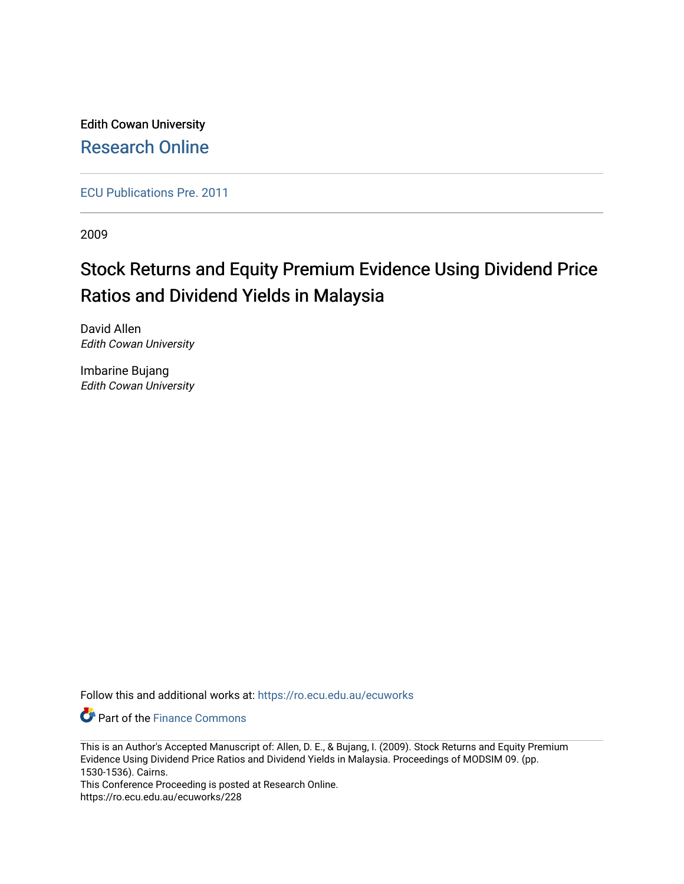Edith Cowan University

Research Online

ECU Publications Pre. 2011

2009

# Stock Returns and Equity Premium Evidence Using Dividend Price Ratios and Dividend Yields in Malaysia

David Allen
*Edith Cowan University*

Imbarine Bujang
*Edith Cowan University*

Follow this and additional works at: https://ro.ecu.edu.au/ecuworks

Part of the Finance Commons

This is an Author's Accepted Manuscript of: Allen, D. E., & Bujang, I. (2009). Stock Returns and Equity Premium Evidence Using Dividend Price Ratios and Dividend Yields in Malaysia. Proceedings of MODSIM 09. (pp. 1530-1536). Cairns.
This Conference Proceeding is posted at Research Online.
https://ro.ecu.edu.au/ecuworks/228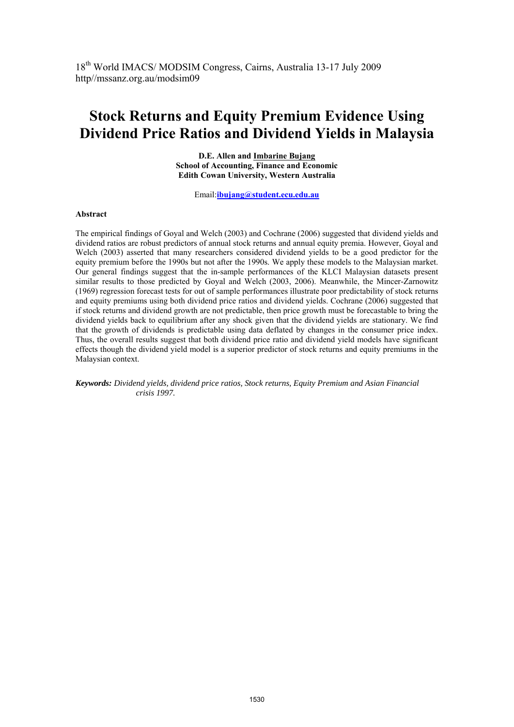18th World IMACS/ MODSIM Congress, Cairns, Australia 13-17 July 2009
http//mssanz.org.au/modsim09

# Stock Returns and Equity Premium Evidence Using Dividend Price Ratios and Dividend Yields in Malaysia

**D.E. Allen and Imbarine Bujang**
**School of Accounting, Finance and Economic**
**Edith Cowan University, Western Australia**

Email:**ibujang@student.ecu.edu.au**

**Abstract**

The empirical findings of Goyal and Welch (2003) and Cochrane (2006) suggested that dividend yields and dividend ratios are robust predictors of annual stock returns and annual equity premia. However, Goyal and Welch (2003) asserted that many researchers considered dividend yields to be a good predictor for the equity premium before the 1990s but not after the 1990s. We apply these models to the Malaysian market. Our general findings suggest that the in-sample performances of the KLCI Malaysian datasets present similar results to those predicted by Goyal and Welch (2003, 2006). Meanwhile, the Mincer-Zarnowitz (1969) regression forecast tests for out of sample performances illustrate poor predictability of stock returns and equity premiums using both dividend price ratios and dividend yields. Cochrane (2006) suggested that if stock returns and dividend growth are not predictable, then price growth must be forecastable to bring the dividend yields back to equilibrium after any shock given that the dividend yields are stationary. We find that the growth of dividends is predictable using data deflated by changes in the consumer price index. Thus, the overall results suggest that both dividend price ratio and dividend yield models have significant effects though the dividend yield model is a superior predictor of stock returns and equity premiums in the Malaysian context.

***Keywords:*** *Dividend yields, dividend price ratios, Stock returns, Equity Premium and Asian Financial crisis 1997.*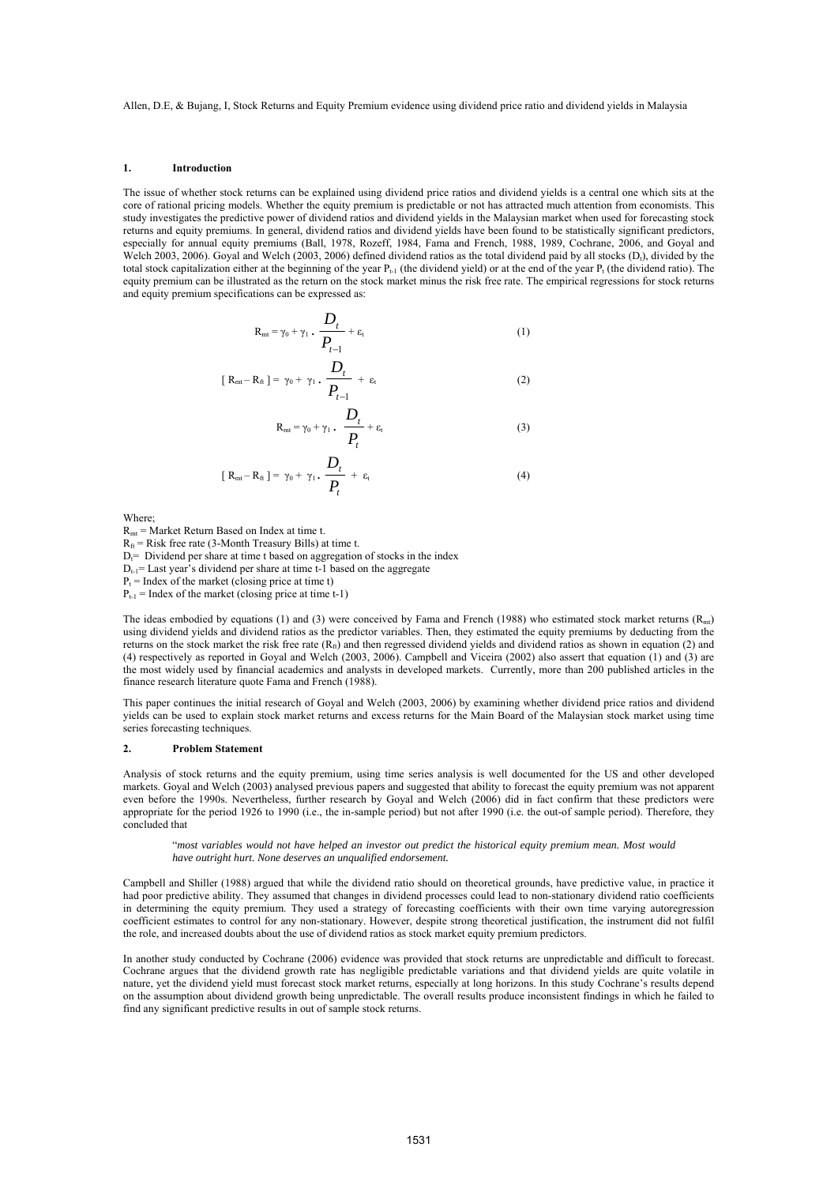## 1. Introduction

The issue of whether stock returns can be explained using dividend price ratios and dividend yields is a central one which sits at the core of rational pricing models. Whether the equity premium is predictable or not has attracted much attention from economists. This study investigates the predictive power of dividend ratios and dividend yields in the Malaysian market when used for forecasting stock returns and equity premiums. In general, dividend ratios and dividend yields have been found to be statistically significant predictors, especially for annual equity premiums (Ball, 1978, Rozeff, 1984, Fama and French, 1988, 1989, Cochrane, 2006, and Goyal and Welch 2003, 2006). Goyal and Welch (2003, 2006) defined dividend ratios as the total dividend paid by all stocks ($D_t$), divided by the total stock capitalization either at the beginning of the year $P_{t-1}$ (the dividend yield) or at the end of the year $P_t$ (the dividend ratio). The equity premium can be illustrated as the return on the stock market minus the risk free rate. The empirical regressions for stock returns and equity premium specifications can be expressed as:

$$R_{mt} = \gamma_0 + \gamma_1 \cdot \frac{D_t}{P_{t-1}} + \varepsilon_t \qquad (1)$$

$$[\, R_{mt} - R_{ft} \,] = \gamma_0 + \gamma_1 \cdot \frac{D_t}{P_{t-1}} + \varepsilon_t \qquad (2)$$

$$R_{mt} = \gamma_0 + \gamma_1 \cdot \frac{D_t}{P_t} + \varepsilon_t \qquad (3)$$

$$[\, R_{mt} - R_{ft} \,] = \gamma_0 + \gamma_1 \cdot \frac{D_t}{P_t} + \varepsilon_t \qquad (4)$$

Where;

$R_{mt}$ = Market Return Based on Index at time t.
$R_{ft}$ = Risk free rate (3-Month Treasury Bills) at time t.
$D_t$= Dividend per share at time t based on aggregation of stocks in the index
$D_{t-1}$= Last year's dividend per share at time t-1 based on the aggregate
$P_t$ = Index of the market (closing price at time t)
$P_{t-1}$ = Index of the market (closing price at time t-1)

The ideas embodied by equations (1) and (3) were conceived by Fama and French (1988) who estimated stock market returns ($R_{mt}$) using dividend yields and dividend ratios as the predictor variables. Then, they estimated the equity premiums by deducting from the returns on the stock market the risk free rate ($R_{ft}$) and then regressed dividend yields and dividend ratios as shown in equation (2) and (4) respectively as reported in Goyal and Welch (2003, 2006). Campbell and Viceira (2002) also assert that equation (1) and (3) are the most widely used by financial academics and analysts in developed markets. Currently, more than 200 published articles in the finance research literature quote Fama and French (1988).

This paper continues the initial research of Goyal and Welch (2003, 2006) by examining whether dividend price ratios and dividend yields can be used to explain stock market returns and excess returns for the Main Board of the Malaysian stock market using time series forecasting techniques.

## 2. Problem Statement

Analysis of stock returns and the equity premium, using time series analysis is well documented for the US and other developed markets. Goyal and Welch (2003) analysed previous papers and suggested that ability to forecast the equity premium was not apparent even before the 1990s. Nevertheless, further research by Goyal and Welch (2006) did in fact confirm that these predictors were appropriate for the period 1926 to 1990 (i.e., the in-sample period) but not after 1990 (i.e. the out-of sample period). Therefore, they concluded that

> "*most variables would not have helped an investor out predict the historical equity premium mean. Most would have outright hurt. None deserves an unqualified endorsement.*

Campbell and Shiller (1988) argued that while the dividend ratio should on theoretical grounds, have predictive value, in practice it had poor predictive ability. They assumed that changes in dividend processes could lead to non-stationary dividend ratio coefficients in determining the equity premium. They used a strategy of forecasting coefficients with their own time varying autoregression coefficient estimates to control for any non-stationary. However, despite strong theoretical justification, the instrument did not fulfil the role, and increased doubts about the use of dividend ratios as stock market equity premium predictors.

In another study conducted by Cochrane (2006) evidence was provided that stock returns are unpredictable and difficult to forecast. Cochrane argues that the dividend growth rate has negligible predictable variations and that dividend yields are quite volatile in nature, yet the dividend yield must forecast stock market returns, especially at long horizons. In this study Cochrane's results depend on the assumption about dividend growth being unpredictable. The overall results produce inconsistent findings in which he failed to find any significant predictive results in out of sample stock returns.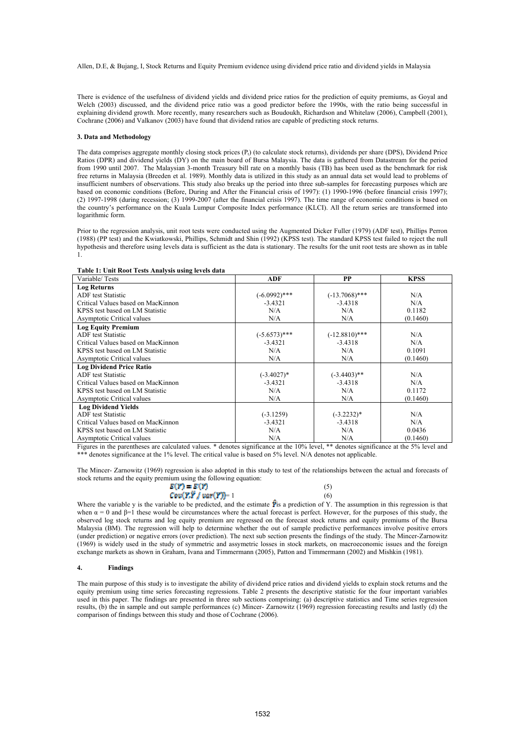There is evidence of the usefulness of dividend yields and dividend price ratios for the prediction of equity premiums, as Goyal and Welch (2003) discussed, and the dividend price ratio was a good predictor before the 1990s, with the ratio being successful in explaining dividend growth. More recently, many researchers such as Boudoukh, Richardson and Whitelaw (2006), Campbell (2001), Cochrane (2006) and Valkanov (2003) have found that dividend ratios are capable of predicting stock returns.

### 3. Data and Methodology

The data comprises aggregate monthly closing stock prices ($P_t$) (to calculate stock returns), dividends per share (DPS), Dividend Price Ratios (DPR) and dividend yields (DY) on the main board of Bursa Malaysia. The data is gathered from Datastream for the period from 1990 until 2007. The Malaysian 3-month Treasury bill rate on a monthly basis (TB) has been used as the benchmark for risk free returns in Malaysia (Breeden et al. 1989). Monthly data is utilized in this study as an annual data set would lead to problems of insufficient numbers of observations. This study also breaks up the period into three sub-samples for forecasting purposes which are based on economic conditions (Before, During and After the Financial crisis of 1997): (1) 1990-1996 (before financial crisis 1997); (2) 1997-1998 (during recession; (3) 1999-2007 (after the financial crisis 1997). The time range of economic conditions is based on the country's performance on the Kuala Lumpur Composite Index performance (KLCI). All the return series are transformed into logarithmic form.

Prior to the regression analysis, unit root tests were conducted using the Augmented Dicker Fuller (1979) (ADF test), Phillips Perron (1988) (PP test) and the Kwiatkowski, Phillips, Schmidt and Shin (1992) (KPSS test). The standard KPSS test failed to reject the null hypothesis and therefore using levels data is sufficient as the data is stationary. The results for the unit root tests are shown as in table 1.

**Table 1: Unit Root Tests Analysis using levels data**

| Variable/ Tests | ADF | PP | KPSS |
|---|---|---|---|
| **Log Returns** | | | |
| ADF test Statistic | (-6.0992)*** | (-13.7068)*** | N/A |
| Critical Values based on MacKinnon | -3.4321 | -3.4318 | N/A |
| KPSS test based on LM Statistic | N/A | N/A | 0.1182 |
| Asymptotic Critical values | N/A | N/A | (0.1460) |
| **Log Equity Premium** | | | |
| ADF test Statistic | (-5.6573)*** | (-12.8810)*** | N/A |
| Critical Values based on MacKinnon | -3.4321 | -3.4318 | N/A |
| KPSS test based on LM Statistic | N/A | N/A | 0.1091 |
| Asymptotic Critical values | N/A | N/A | (0.1460) |
| **Log Dividend Price Ratio** | | | |
| ADF test Statistic | (-3.4027)* | (-3.4403)** | N/A |
| Critical Values based on MacKinnon | -3.4321 | -3.4318 | N/A |
| KPSS test based on LM Statistic | N/A | N/A | 0.1172 |
| Asymptotic Critical values | N/A | N/A | (0.1460) |
| **Log Dividend Yields** | | | |
| ADF test Statistic | (-3.1259) | (-3.2232)* | N/A |
| Critical Values based on MacKinnon | -3.4321 | -3.4318 | N/A |
| KPSS test based on LM Statistic | N/A | N/A | 0.0436 |
| Asymptotic Critical values | N/A | N/A | (0.1460) |

Figures in the parentheses are calculated values. * denotes significance at the 10% level, ** denotes significance at the 5% level and *** denotes significance at the 1% level. The critical value is based on 5% level. N/A denotes not applicable.

The Mincer- Zarnowitz (1969) regression is also adopted in this study to test of the relationships between the actual and forecasts of stock returns and the equity premium using the following equation:

$$E(\hat{Y}) = E(Y) \quad (5)$$

$$Cov(Y,\hat{Y} / var(\hat{Y})) = 1 \quad (6)$$

Where the variable y is the variable to be predicted, and the estimate $\hat{Y}$ is a prediction of Y. The assumption in this regression is that when $\alpha = 0$ and $\beta$=1 these would be circumstances where the actual forecast is perfect. However, for the purposes of this study, the observed log stock returns and log equity premium are regressed on the forecast stock returns and equity premiums of the Bursa Malaysia (BM). The regression will help to determine whether the out of sample predictive performances involve positive errors (under prediction) or negative errors (over prediction). The next sub section presents the findings of the study. The Mincer-Zarnowitz (1969) is widely used in the study of symmetric and assymetric losses in stock markets, on macroeconomic issues and the foreign exchange markets as shown in Graham, Ivana and Timmermann (2005), Patton and Timmermann (2002) and Mishkin (1981).

### 4. Findings

The main purpose of this study is to investigate the ability of dividend price ratios and dividend yields to explain stock returns and the equity premium using time series forecasting regressions. Table 2 presents the descriptive statistic for the four important variables used in this paper. The findings are presented in three sub sections comprising: (a) descriptive statistics and Time series regression results, (b) the in sample and out sample performances (c) Mincer- Zarnowitz (1969) regression forecasting results and lastly (d) the comparison of findings between this study and those of Cochrane (2006).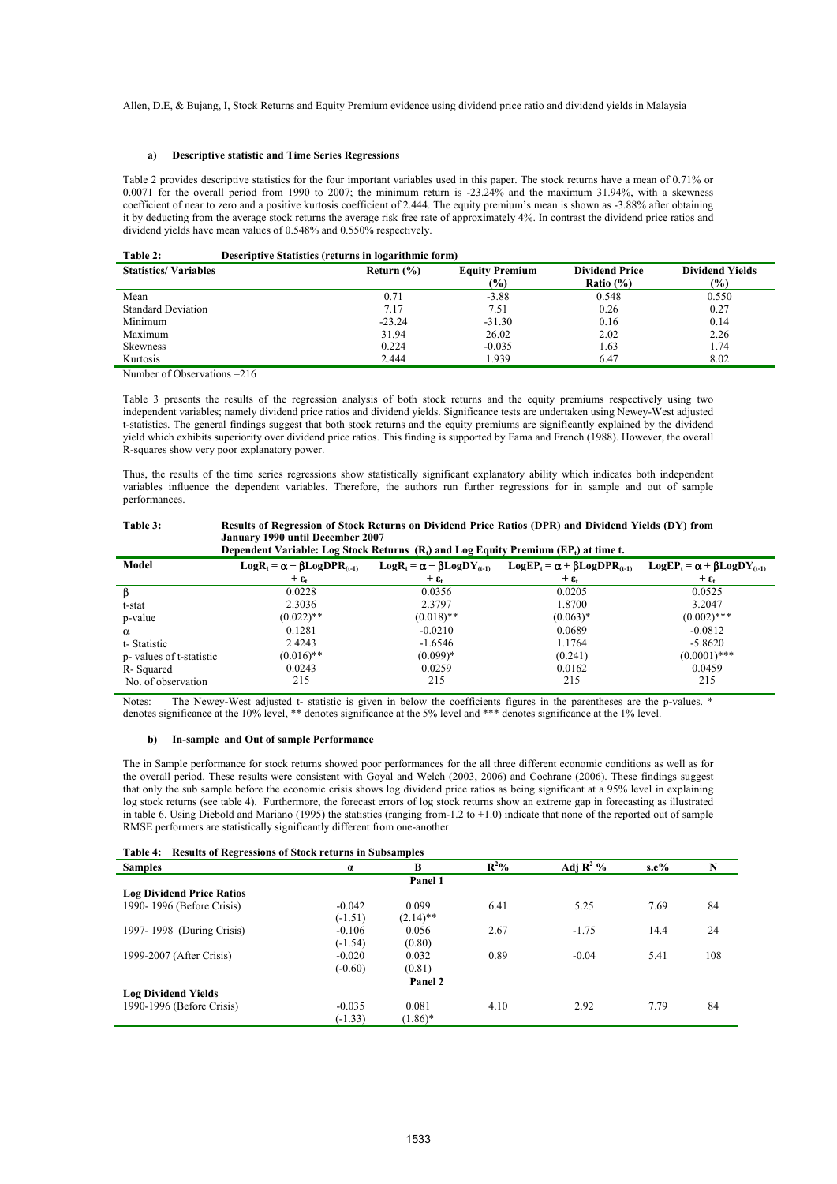#### a) Descriptive statistic and Time Series Regressions

Table 2 provides descriptive statistics for the four important variables used in this paper. The stock returns have a mean of 0.71% or 0.0071 for the overall period from 1990 to 2007; the minimum return is -23.24% and the maximum 31.94%, with a skewness coefficient of near to zero and a positive kurtosis coefficient of 2.444. The equity premium's mean is shown as -3.88% after obtaining it by deducting from the average stock returns the average risk free rate of approximately 4%. In contrast the dividend price ratios and dividend yields have mean values of 0.548% and 0.550% respectively.

**Table 2: Descriptive Statistics (returns in logarithmic form)**

| Statistics/ Variables | Return (%) | Equity Premium (%) | Dividend Price Ratio (%) | Dividend Yields (%) |
|---|---|---|---|---|
| Mean | 0.71 | -3.88 | 0.548 | 0.550 |
| Standard Deviation | 7.17 | 7.51 | 0.26 | 0.27 |
| Minimum | -23.24 | -31.30 | 0.16 | 0.14 |
| Maximum | 31.94 | 26.02 | 2.02 | 2.26 |
| Skewness | 0.224 | -0.035 | 1.63 | 1.74 |
| Kurtosis | 2.444 | 1.939 | 6.47 | 8.02 |

Number of Observations =216

Table 3 presents the results of the regression analysis of both stock returns and the equity premiums respectively using two independent variables; namely dividend price ratios and dividend yields. Significance tests are undertaken using Newey-West adjusted t-statistics. The general findings suggest that both stock returns and the equity premiums are significantly explained by the dividend yield which exhibits superiority over dividend price ratios. This finding is supported by Fama and French (1988). However, the overall R-squares show very poor explanatory power.

Thus, the results of the time series regressions show statistically significant explanatory ability which indicates both independent variables influence the dependent variables. Therefore, the authors run further regressions for in sample and out of sample performances.

**Table 3: Results of Regression of Stock Returns on Dividend Price Ratios (DPR) and Dividend Yields (DY) from January 1990 until December 2007**
**Dependent Variable: Log Stock Returns ($R_t$) and Log Equity Premium ($EP_t$) at time t.**

| Model | $LogR_t = \alpha + \beta LogDPR_{(t-1)} + \varepsilon_t$ | $LogR_t = \alpha + \beta LogDY_{(t-1)} + \varepsilon_t$ | $LogEP_t = \alpha + \beta LogDPR_{(t-1)} + \varepsilon_t$ | $LogEP_t = \alpha + \beta LogDY_{(t-1)} + \varepsilon_t$ |
|---|---|---|---|---|
| $\beta$ | 0.0228 | 0.0356 | 0.0205 | 0.0525 |
| t-stat | 2.3036 | 2.3797 | 1.8700 | 3.2047 |
| p-value | (0.022)** | (0.018)** | (0.063)* | (0.002)*** |
| $\alpha$ | 0.1281 | -0.0210 | 0.0689 | -0.0812 |
| t- Statistic | 2.4243 | -1.6546 | 1.1764 | -5.8620 |
| p- values of t-statistic | (0.016)** | (0.099)* | (0.241) | (0.0001)*** |
| R- Squared | 0.0243 | 0.0259 | 0.0162 | 0.0459 |
| No. of observation | 215 | 215 | 215 | 215 |

Notes: The Newey-West adjusted t- statistic is given in below the coefficients figures in the parentheses are the p-values. * denotes significance at the 10% level, ** denotes significance at the 5% level and *** denotes significance at the 1% level.

#### b) In-sample and Out of sample Performance

The in Sample performance for stock returns showed poor performances for the all three different economic conditions as well as for the overall period. These results were consistent with Goyal and Welch (2003, 2006) and Cochrane (2006). These findings suggest that only the sub sample before the economic crisis shows log dividend price ratios as being significant at a 95% level in explaining log stock returns (see table 4). Furthermore, the forecast errors of log stock returns show an extreme gap in forecasting as illustrated in table 6. Using Diebold and Mariano (1995) the statistics (ranging from-1.2 to +1.0) indicate that none of the reported out of sample RMSE performers are statistically significantly different from one-another.

**Table 4: Results of Regressions of Stock returns in Subsamples**

| Samples | $\alpha$ | B | $R^2$% | Adj $R^2$ % | s.e% | N |
|---|---|---|---|---|---|---|
| | | Panel 1 | | | | |
| **Log Dividend Price Ratios** | | | | | | |
| 1990- 1996 (Before Crisis) | -0.042 | 0.099 | 6.41 | 5.25 | 7.69 | 84 |
| | (-1.51) | (2.14)** | | | | |
| 1997- 1998 (During Crisis) | -0.106 | 0.056 | 2.67 | -1.75 | 14.4 | 24 |
| | (-1.54) | (0.80) | | | | |
| 1999-2007 (After Crisis) | -0.020 | 0.032 | 0.89 | -0.04 | 5.41 | 108 |
| | (-0.60) | (0.81) | | | | |
| | | Panel 2 | | | | |
| **Log Dividend Yields** | | | | | | |
| 1990-1996 (Before Crisis) | -0.035 | 0.081 | 4.10 | 2.92 | 7.79 | 84 |
| | (-1.33) | (1.86)* | | | | |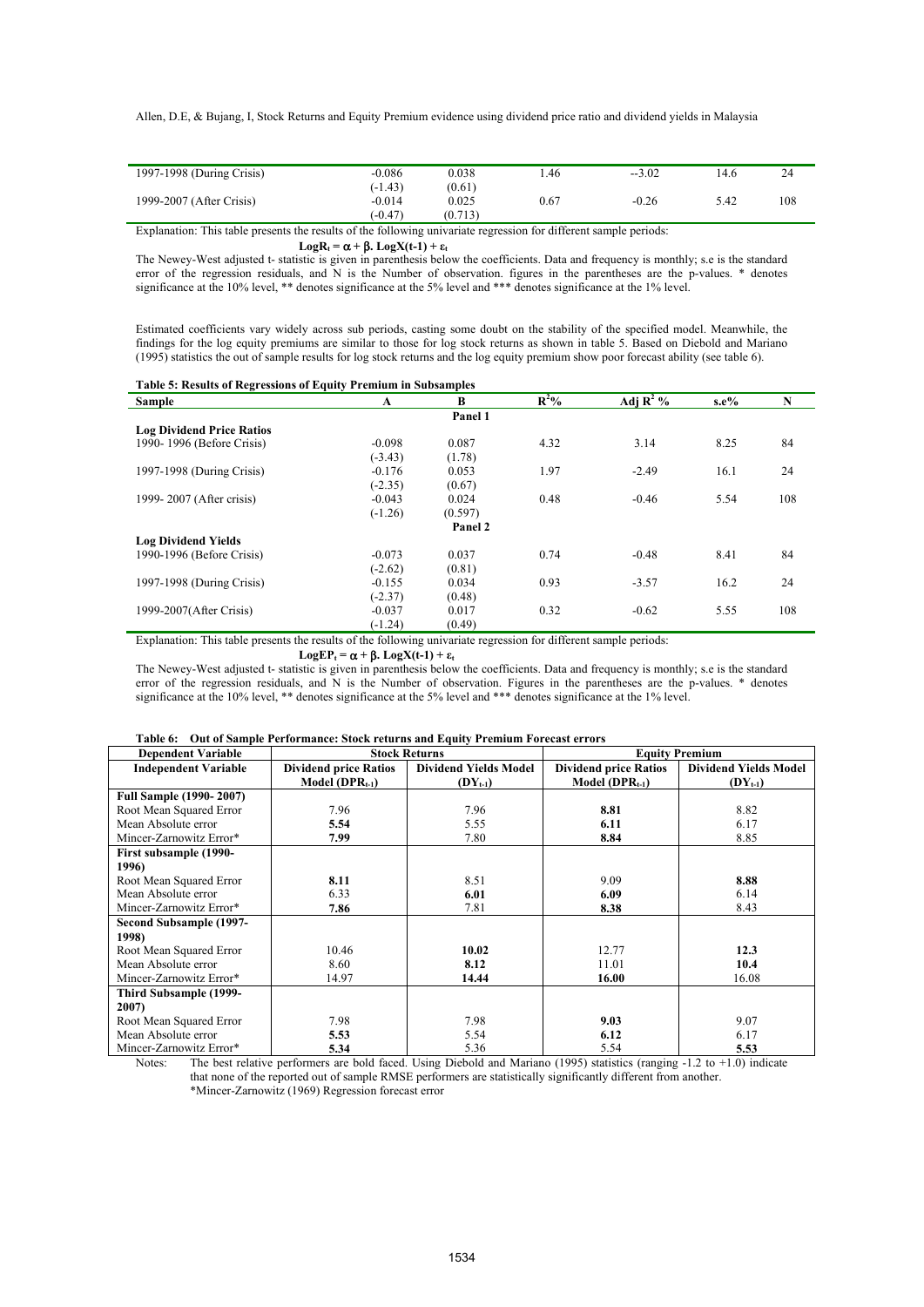| | | | | | | |
|---|---|---|---|---|---|---|
| 1997-1998 (During Crisis) | -0.086 | 0.038 | 1.46 | --3.02 | 14.6 | 24 |
| | (-1.43) | (0.61) | | | | |
| 1999-2007 (After Crisis) | -0.014 | 0.025 | 0.67 | -0.26 | 5.42 | 108 |
| | (-0.47) | (0.713) | | | | |

Explanation: This table presents the results of the following univariate regression for different sample periods:

$$LogR_t = \alpha + \beta .\ LogX(t\text{-}1) + \varepsilon_t$$

The Newey-West adjusted t- statistic is given in parenthesis below the coefficients. Data and frequency is monthly; s.e is the standard error of the regression residuals, and N is the Number of observation. figures in the parentheses are the p-values. * denotes significance at the 10% level, ** denotes significance at the 5% level and *** denotes significance at the 1% level.

Estimated coefficients vary widely across sub periods, casting some doubt on the stability of the specified model. Meanwhile, the findings for the log equity premiums are similar to those for log stock returns as shown in table 5. Based on Diebold and Mariano (1995) statistics the out of sample results for log stock returns and the log equity premium show poor forecast ability (see table 6).

**Table 5: Results of Regressions of Equity Premium in Subsamples**

| Sample | A | B | $R^2$% | Adj $R^2$ % | s.e% | N |
|---|---|---|---|---|---|---|
| | | **Panel 1** | | | | |
| **Log Dividend Price Ratios** | | | | | | |
| 1990- 1996 (Before Crisis) | -0.098 | 0.087 | 4.32 | 3.14 | 8.25 | 84 |
| | (-3.43) | (1.78) | | | | |
| 1997-1998 (During Crisis) | -0.176 | 0.053 | 1.97 | -2.49 | 16.1 | 24 |
| | (-2.35) | (0.67) | | | | |
| 1999- 2007 (After crisis) | -0.043 | 0.024 | 0.48 | -0.46 | 5.54 | 108 |
| | (-1.26) | (0.597) | | | | |
| | | **Panel 2** | | | | |
| **Log Dividend Yields** | | | | | | |
| 1990-1996 (Before Crisis) | -0.073 | 0.037 | 0.74 | -0.48 | 8.41 | 84 |
| | (-2.62) | (0.81) | | | | |
| 1997-1998 (During Crisis) | -0.155 | 0.034 | 0.93 | -3.57 | 16.2 | 24 |
| | (-2.37) | (0.48) | | | | |
| 1999-2007(After Crisis) | -0.037 | 0.017 | 0.32 | -0.62 | 5.55 | 108 |
| | (-1.24) | (0.49) | | | | |

Explanation: This table presents the results of the following univariate regression for different sample periods:

$$LogEP_t = \alpha + \beta .\ LogX(t\text{-}1) + \varepsilon_t$$

The Newey-West adjusted t- statistic is given in parenthesis below the coefficients. Data and frequency is monthly; s.e is the standard error of the regression residuals, and N is the Number of observation. Figures in the parentheses are the p-values. * denotes significance at the 10% level, ** denotes significance at the 5% level and *** denotes significance at the 1% level.

**Table 6: Out of Sample Performance: Stock returns and Equity Premium Forecast errors**

| Dependent Variable | Stock Returns | | Equity Premium | |
|---|---|---|---|---|
| **Independent Variable** | **Dividend price Ratios Model ($DPR_{t-1}$)** | **Dividend Yields Model ($DY_{t-1}$)** | **Dividend price Ratios Model ($DPR_{t-1}$)** | **Dividend Yields Model ($DY_{t-1}$)** |
| **Full Sample (1990- 2007)** | | | | |
| Root Mean Squared Error | 7.96 | 7.96 | **8.81** | 8.82 |
| Mean Absolute error | **5.54** | 5.55 | **6.11** | 6.17 |
| Mincer-Zarnowitz Error* | **7.99** | 7.80 | **8.84** | 8.85 |
| **First subsample (1990-1996)** | | | | |
| Root Mean Squared Error | **8.11** | 8.51 | 9.09 | **8.88** |
| Mean Absolute error | 6.33 | **6.01** | **6.09** | 6.14 |
| Mincer-Zarnowitz Error* | **7.86** | 7.81 | **8.38** | 8.43 |
| **Second Subsample (1997-1998)** | | | | |
| Root Mean Squared Error | 10.46 | **10.02** | 12.77 | **12.3** |
| Mean Absolute error | 8.60 | **8.12** | 11.01 | **10.4** |
| Mincer-Zarnowitz Error* | 14.97 | **14.44** | **16.00** | 16.08 |
| **Third Subsample (1999-2007)** | | | | |
| Root Mean Squared Error | 7.98 | 7.98 | **9.03** | 9.07 |
| Mean Absolute error | **5.53** | 5.54 | **6.12** | 6.17 |
| Mincer-Zarnowitz Error* | **5.34** | 5.36 | 5.54 | **5.53** |

Notes: The best relative performers are bold faced. Using Diebold and Mariano (1995) statistics (ranging -1.2 to +1.0) indicate that none of the reported out of sample RMSE performers are statistically significantly different from another.
*Mincer-Zarnowitz (1969) Regression forecast error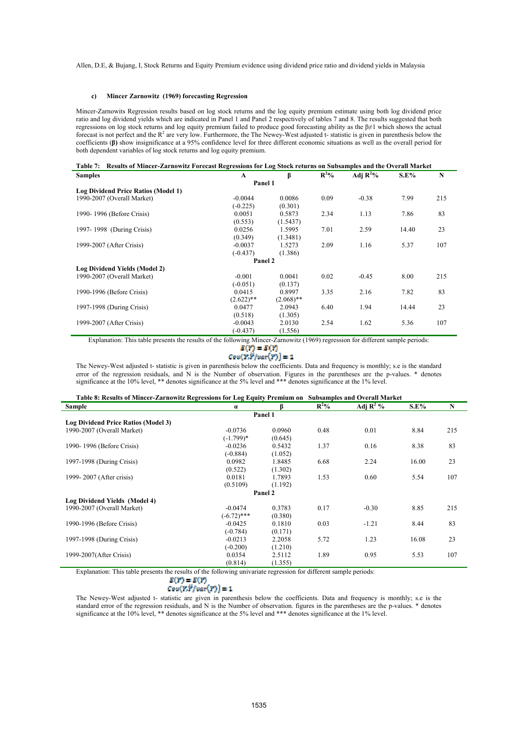#### c) Mincer Zarnowitz (1969) forecasting Regression

Mincer-Zarnowits Regression results based on log stock returns and the log equity premium estimate using both log dividend price ratio and log dividend yields which are indicated in Panel 1 and Panel 2 respectively of tables 7 and 8. The results suggested that both regressions on log stock returns and log equity premium failed to produce good forecasting ability as the $\beta \neq 1$ which shows the actual forecast is not perfect and the $R^2$ are very low. Furthermore, the The Newey-West adjusted t- statistic is given in parenthesis below the coefficients (**β**) show insignificance at a 95% confidence level for three different economic situations as well as the overall period for both dependent variables of log stock returns and log equity premium.

**Table 7: Results of Mincer-Zarnowitz Forecast Regressions for Log Stock returns on Subsamples and the Overall Market**

| Samples | A | β | $R^2$% | Adj $R^2$% | S.E% | N |
|---|---|---|---|---|---|---|
| | | **Panel 1** | | | | |
| **Log Dividend Price Ratios (Model 1)** | | | | | | |
| 1990-2007 (Overall Market) | -0.0044 | 0.0086 | 0.09 | -0.38 | 7.99 | 215 |
| | (-0.225) | (0.301) | | | | |
| 1990- 1996 (Before Crisis) | 0.0051 | 0.5873 | 2.34 | 1.13 | 7.86 | 83 |
| | (0.553) | (1.5437) | | | | |
| 1997- 1998 (During Crisis) | 0.0256 | 1.5995 | 7.01 | 2.59 | 14.40 | 23 |
| | (0.349) | (1.3481) | | | | |
| 1999-2007 (After Crisis) | -0.0037 | 1.5273 | 2.09 | 1.16 | 5.37 | 107 |
| | (-0.437) | (1.386) | | | | |
| | | **Panel 2** | | | | |
| **Log Dividend Yields (Model 2)** | | | | | | |
| 1990-2007 (Overall Market) | -0.001 | 0.0041 | 0.02 | -0.45 | 8.00 | 215 |
| | (-0.051) | (0.137) | | | | |
| 1990-1996 (Before Crisis) | 0.0415 | 0.8997 | 3.35 | 2.16 | 7.82 | 83 |
| | (2.622)** | (2.068)** | | | | |
| 1997-1998 (During Crisis) | 0.0477 | 2.0943 | 6.40 | 1.94 | 14.44 | 23 |
| | (0.518) | (1.305) | | | | |
| 1999-2007 (After Crisis) | -0.0043 | 2.0130 | 2.54 | 1.62 | 5.36 | 107 |
| | (-0.437) | (1.556) | | | | |

Explanation: This table presents the results of the following Mincer-Zarnowitz (1969) regression for different sample periods:

$$E(\hat{Y}) = E(Y)$$
$$Cov(Y,\hat{Y}/var(\hat{Y})) = 1$$

The Newey-West adjusted t- statistic is given in parenthesis below the coefficients. Data and frequency is monthly; s.e is the standard error of the regression residuals, and N is the Number of observation. Figures in the parentheses are the p-values. * denotes significance at the 10% level, ** denotes significance at the 5% level and *** denotes significance at the 1% level.

**Table 8: Results of Mincer-Zarnowitz Regressions for Log Equity Premium on Subsamples and Overall Market**

| Sample | α | β | $R^2$% | Adj $R^2$ % | S.E% | N |
|---|---|---|---|---|---|---|
| | | **Panel 1** | | | | |
| **Log Dividend Price Ratios (Model 3)** | | | | | | |
| 1990-2007 (Overall Market) | -0.0736 | 0.0960 | 0.48 | 0.01 | 8.84 | 215 |
| | (-1.799)* | (0.645) | | | | |
| 1990- 1996 (Before Crisis) | -0.0236 | 0.5432 | 1.37 | 0.16 | 8.38 | 83 |
| | (-0.884) | (1.052) | | | | |
| 1997-1998 (During Crisis) | 0.0982 | 1.8485 | 6.68 | 2.24 | 16.00 | 23 |
| | (0.522) | (1.302) | | | | |
| 1999- 2007 (After crisis) | 0.0181 | 1.7893 | 1.53 | 0.60 | 5.54 | 107 |
| | (0.5109) | (1.192) | | | | |
| | | **Panel 2** | | | | |
| **Log Dividend Yields (Model 4)** | | | | | | |
| 1990-2007 (Overall Market) | -0.0474 | 0.3783 | 0.17 | -0.30 | 8.85 | 215 |
| | (-6.72)*** | (0.380) | | | | |
| 1990-1996 (Before Crisis) | -0.0425 | 0.1810 | 0.03 | -1.21 | 8.44 | 83 |
| | (-0.784) | (0.171) | | | | |
| 1997-1998 (During Crisis) | -0.0213 | 2.2058 | 5.72 | 1.23 | 16.08 | 23 |
| | (-0.200) | (1.210) | | | | |
| 1999-2007(After Crisis) | 0.0354 | 2.5112 | 1.89 | 0.95 | 5.53 | 107 |
| | (0.814) | (1.355) | | | | |

Explanation: This table presents the results of the following univariate regression for different sample periods:

$$E(\hat{Y}) = E(Y)$$
$$Cov(Y,\hat{Y}/var(\hat{Y})) = 1$$

The Newey-West adjusted t- statistic are given in parenthesis below the coefficients. Data and frequency is monthly; s.e is the standard error of the regression residuals, and N is the Number of observation. figures in the parentheses are the p-values. * denotes significance at the 10% level, ** denotes significance at the 5% level and *** denotes significance at the 1% level.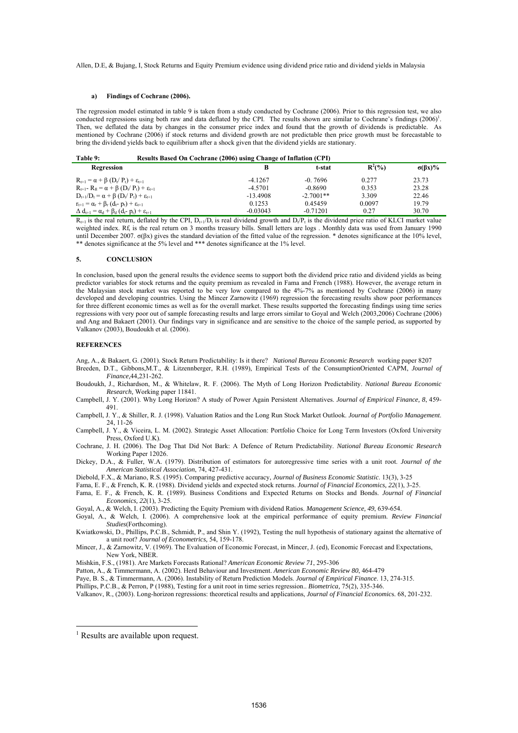#### a) Findings of Cochrane (2006).

The regression model estimated in table 9 is taken from a study conducted by Cochrane (2006). Prior to this regression test, we also conducted regressions using both raw and data deflated by the CPI. The results shown are similar to Cochrane's findings (2006)[1]. Then, we deflated the data by changes in the consumer price index and found that the growth of dividends is predictable. As mentioned by Cochrane (2006) if stock returns and dividend growth are not predictable then price growth must be forecastable to bring the dividend yields back to equilibrium after a shock given that the dividend yields are stationary.

**Table 9: Results Based On Cochrane (2006) using Change of Inflation (CPI)**

| Regression | B | t-stat | $R^2$(%) | $\sigma(\beta x)$% |
|---|---|---|---|---|
| $R_{t+1} = \alpha + \beta\,(D_t/P_t) + \varepsilon_{t+1}$ | -4.1267 | -0. 7696 | 0.277 | 23.73 |
| $R_{t+1} - R_{ft} = \alpha + \beta\,(D_t/P_t) + \varepsilon_{t+1}$ | -4.5701 | -0.8690 | 0.353 | 23.28 |
| $D_{t+1}/D_t = \alpha + \beta\,(D_t/P_t) + \varepsilon_{t+1}$ | -13.4908 | -2.7001** | 3.309 | 22.46 |
| $r_{t+1} = \alpha_r + \beta_r\,(d_t - p_t) + \varepsilon_{t+1}$ | 0.1253 | 0.45459 | 0.0097 | 19.79 |
| $\Delta\, d_{t+1} = \alpha_d + \beta_d\,(d_t - p_t) + \varepsilon_{t+1}$ | -0.03043 | -0.71201 | 0.27 | 30.70 |

$R_{t+1}$ is the real return, deflated by the CPI, $D_{t+1}/D_t$ is real dividend growth and $D_t/P_t$ is the dividend price ratio of KLCI market value weighted index. $Rf_t$ is the real return on 3 months treasury bills. Small letters are logs . Monthly data was used from January 1990 until December 2007. $\sigma(\beta x)$ gives the standard deviation of the fitted value of the regression. * denotes significance at the 10% level, ** denotes significance at the 5% level and *** denotes significance at the 1% level.

## 5. CONCLUSION

In conclusion, based upon the general results the evidence seems to support both the dividend price ratio and dividend yields as being predictor variables for stock returns and the equity premium as revealed in Fama and French (1988). However, the average return in the Malaysian stock market was reported to be very low compared to the 4%-7% as mentioned by Cochrane (2006) in many developed and developing countries. Using the Mincer Zarnowitz (1969) regression the forecasting results show poor performances for three different economic times as well as for the overall market. These results supported the forecasting findings using time series regressions with very poor out of sample forecasting results and large errors similar to Goyal and Welch (2003,2006) Cochrane (2006) and Ang and Bakaert (2001). Our findings vary in significance and are sensitive to the choice of the sample period, as supported by Valkanov (2003), Boudoukh et al. (2006).

## REFERENCES

Ang, A., & Bakaert, G. (2001). Stock Return Predictability: Is it there? *National Bureau Economic Research* working paper 8207

Breeden, D.T., Gibbons,M.T., & Litzennberger, R.H. (1989), Empirical Tests of the ConsumptionOriented CAPM, *Journal of Finance,*44,231-262.

Boudoukh, J., Richardson, M., & Whitelaw, R. F. (2006). The Myth of Long Horizon Predictability. *National Bureau Economic Research,* Working paper 11841.

Campbell, J. Y. (2001). Why Long Horizon? A study of Power Again Persistent Alternatives. *Journal of Empirical Finance, 8*, 459-491.

Campbell, J. Y., & Shiller, R. J. (1998). Valuation Ratios and the Long Run Stock Market Outlook. *Journal of Portfolio Management*. 24, 11-26

Campbell, J. Y., & Viceira, L. M. (2002). Strategic Asset Allocation: Portfolio Choice for Long Term Investors (Oxford University Press, Oxford U.K).

Cochrane, J. H. (2006). The Dog That Did Not Bark: A Defence of Return Predictability. *National Bureau Economic Research* Working Paper 12026.

Dickey, D.A., & Fuller, W.A. (1979). Distribution of estimators for autoregressive time series with a unit root. *Journal of the American Statistical Association*, 74, 427-431.

Diebold, F.X., & Mariano, R.S. (1995). Comparing predictive accuracy, *Journal of Business Economic Statistic*. 13(3), 3-25

Fama, E. F., & French, K. R. (1988). Dividend yields and expected stock returns. *Journal of Financial Economics, 22*(1), 3-25.

Fama, E. F., & French, K. R. (1989). Business Conditions and Expected Returns on Stocks and Bonds. *Journal of Financial Economics, 22*(1), 3-25.

Goyal, A., & Welch, I. (2003). Predicting the Equity Premium with dividend Ratios. *Management Science, 49*, 639-654.

Goyal, A., & Welch, I. (2006). A comprehensive look at the empirical performance of equity premium. *Review Financial Studies*(Forthcoming).

Kwiatkowski, D., Phillips, P.C.B., Schmidt, P., and Shin Y. (1992), Testing the null hypothesis of stationary against the alternative of a unit root? *Journal of Econometrics,* 54, 159-178.

Mincer, J., & Zarnowitz, V. (1969). The Evaluation of Economic Forecast, in Mincer, J. (ed), Economic Forecast and Expectations, New York, NBER.

Mishkin, F.S., (1981). Are Markets Forecasts Rational? *American Economic Review 71*, 295-306

Patton, A., & Timmermann, A. (2002). Herd Behaviour and Investment. *American Economic Review 80*, 464-479

Paye, B. S., & Timmermann, A. (2006). Instability of Return Prediction Models. *Journal of Empirical Finance*. 13, 274-315.

Phillips, P.C.B., & Perron, P (1988), Testing for a unit root in time series regression.. *Biometrica,* 75(2), 335-346.

Valkanov, R., (2003). Long-horizon regressions: theoretical results and applications, *Journal of Financial Economics*. 68, 201-232.

[1] Results are available upon request.